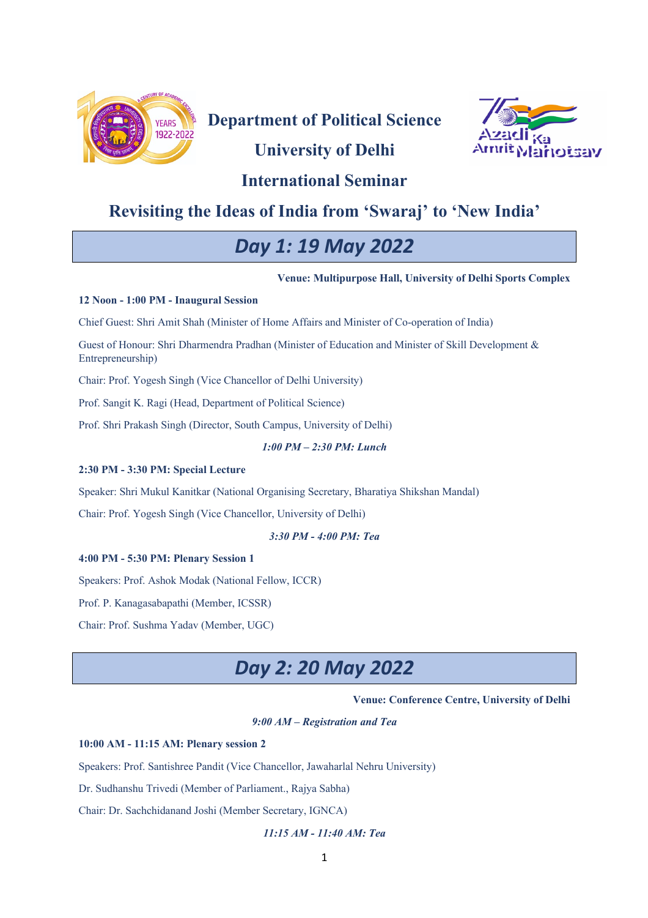# Department of Political Science

# University of Delhi

## International Seminar

## Revisiting the Ideas of India from 'Swaraj' to 'New India'

## *Day 1: 19 May 2022*

**Venue: Multipurpose Hall, University of Delhi Sports Complex**

**12 Noon - 1:00 PM - Inaugural Session**

Chief Guest: Shri Amit Shah (Minister of Home Affairs and Minister of Co-operation of India)

Guest of Honour: Shri Dharmendra Pradhan (Minister of Education and Minister of Skill Development & Entrepreneurship)

Chair: Prof. Yogesh Singh (Vice Chancellor of Delhi University)

Prof. Sangit K. Ragi (Head, Department of Political Science)

Prof. Shri Prakash Singh (Director, South Campus, University of Delhi)

***1:00 PM – 2:30 PM: Lunch***

**2:30 PM - 3:30 PM: Special Lecture**

Speaker: Shri Mukul Kanitkar (National Organising Secretary, Bharatiya Shikshan Mandal)

Chair: Prof. Yogesh Singh (Vice Chancellor, University of Delhi)

***3:30 PM - 4:00 PM: Tea***

**4:00 PM - 5:30 PM: Plenary Session 1**

Speakers: Prof. Ashok Modak (National Fellow, ICCR)

Prof. P. Kanagasabapathi (Member, ICSSR)

Chair: Prof. Sushma Yadav (Member, UGC)

## *Day 2: 20 May 2022*

**Venue: Conference Centre, University of Delhi**

***9:00 AM – Registration and Tea***

**10:00 AM - 11:15 AM: Plenary session 2**

Speakers: Prof. Santishree Pandit (Vice Chancellor, Jawaharlal Nehru University)

Dr. Sudhanshu Trivedi (Member of Parliament., Rajya Sabha)

Chair: Dr. Sachchidanand Joshi (Member Secretary, IGNCA)

***11:15 AM - 11:40 AM: Tea***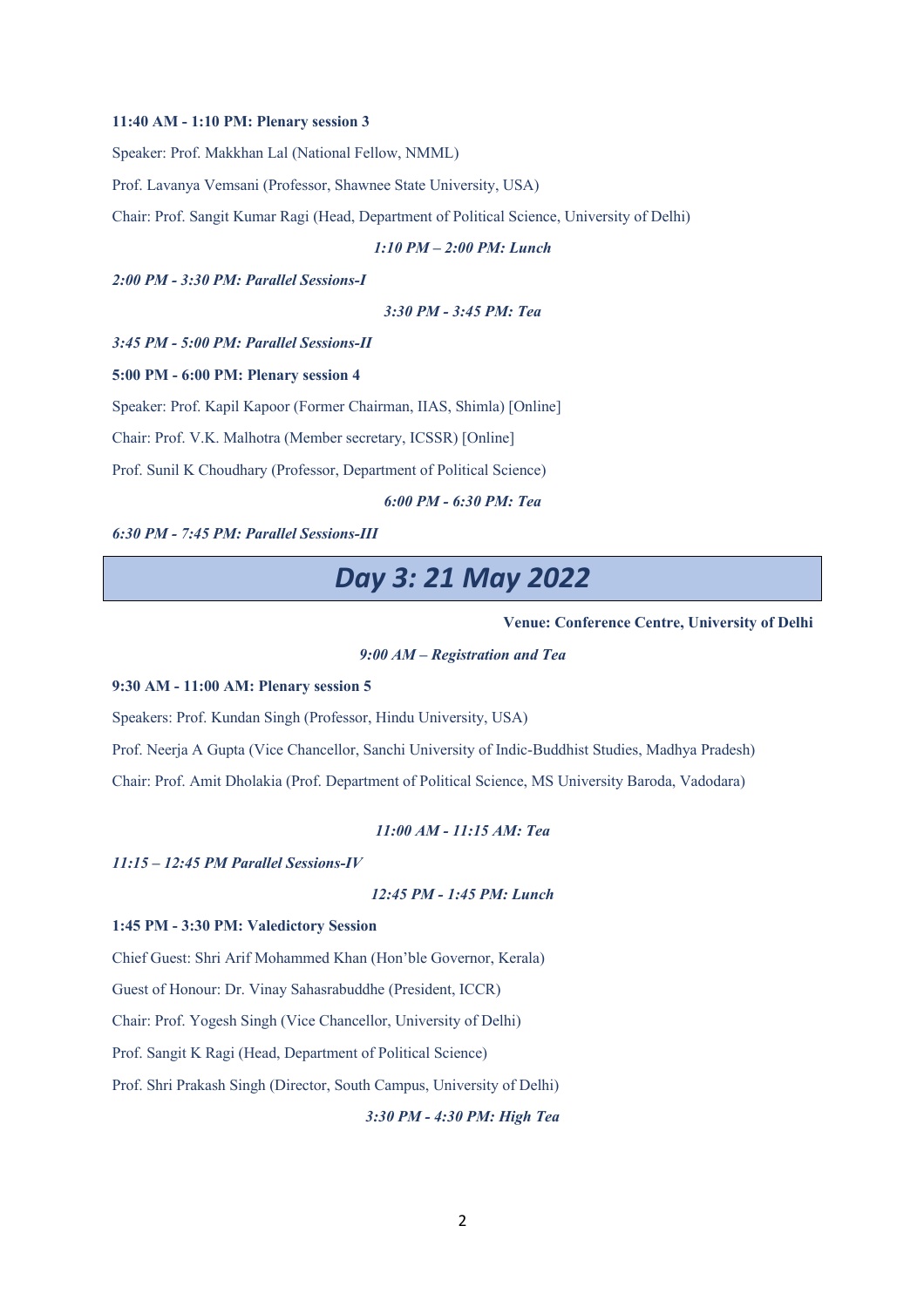**11:40 AM - 1:10 PM: Plenary session 3**

Speaker: Prof. Makkhan Lal (National Fellow, NMML)

Prof. Lavanya Vemsani (Professor, Shawnee State University, USA)

Chair: Prof. Sangit Kumar Ragi (Head, Department of Political Science, University of Delhi)

***1:10 PM – 2:00 PM: Lunch***

***2:00 PM - 3:30 PM: Parallel Sessions-I***

***3:30 PM - 3:45 PM: Tea***

***3:45 PM - 5:00 PM: Parallel Sessions-II***

**5:00 PM - 6:00 PM: Plenary session 4**

Speaker: Prof. Kapil Kapoor (Former Chairman, IIAS, Shimla) [Online]

Chair: Prof. V.K. Malhotra (Member secretary, ICSSR) [Online]

Prof. Sunil K Choudhary (Professor, Department of Political Science)

***6:00 PM - 6:30 PM: Tea***

***6:30 PM - 7:45 PM: Parallel Sessions-III***

# *Day 3: 21 May 2022*

**Venue: Conference Centre, University of Delhi**

***9:00 AM – Registration and Tea***

**9:30 AM - 11:00 AM: Plenary session 5**

Speakers: Prof. Kundan Singh (Professor, Hindu University, USA)

Prof. Neerja A Gupta (Vice Chancellor, Sanchi University of Indic-Buddhist Studies, Madhya Pradesh)

Chair: Prof. Amit Dholakia (Prof. Department of Political Science, MS University Baroda, Vadodara)

***11:00 AM - 11:15 AM: Tea***

***11:15 – 12:45 PM Parallel Sessions-IV***

***12:45 PM - 1:45 PM: Lunch***

**1:45 PM - 3:30 PM: Valedictory Session**

Chief Guest: Shri Arif Mohammed Khan (Hon'ble Governor, Kerala)

Guest of Honour: Dr. Vinay Sahasrabuddhe (President, ICCR)

Chair: Prof. Yogesh Singh (Vice Chancellor, University of Delhi)

Prof. Sangit K Ragi (Head, Department of Political Science)

Prof. Shri Prakash Singh (Director, South Campus, University of Delhi)

***3:30 PM - 4:30 PM: High Tea***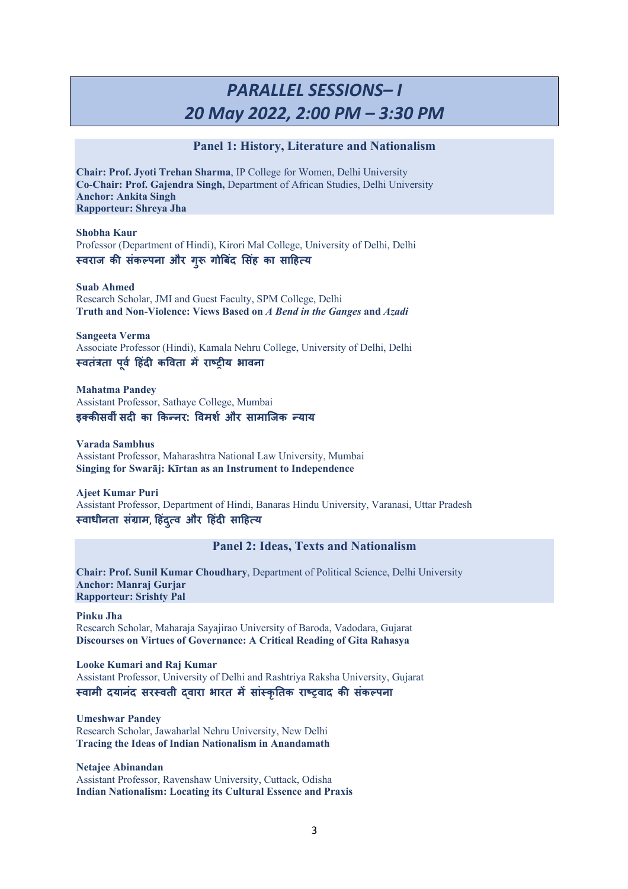# *PARALLEL SESSIONS– I*
# *20 May 2022, 2:00 PM – 3:30 PM*

## Panel 1: History, Literature and Nationalism

**Chair: Prof. Jyoti Trehan Sharma**, IP College for Women, Delhi University
**Co-Chair: Prof. Gajendra Singh,** Department of African Studies, Delhi University
**Anchor: Ankita Singh**
**Rapporteur: Shreya Jha**

**Shobha Kaur**
Professor (Department of Hindi), Kirori Mal College, University of Delhi, Delhi
**स्वराज की संकल्पना और गुरू गोबिंद सिंह का साहित्य**

**Suab Ahmed**
Research Scholar, JMI and Guest Faculty, SPM College, Delhi
**Truth and Non-Violence: Views Based on *A Bend in the Ganges* and *Azadi***

**Sangeeta Verma**
Associate Professor (Hindi), Kamala Nehru College, University of Delhi, Delhi
**स्वतंत्रता पूर्व हिंदी कविता में राष्ट्रीय भावना**

**Mahatma Pandey**
Assistant Professor, Sathaye College, Mumbai
**इक्कीसवीं सदी का किन्नर: विमर्श और सामाजिक न्याय**

**Varada Sambhus**
Assistant Professor, Maharashtra National Law University, Mumbai
**Singing for Swarāj: Kīrtan as an Instrument to Independence**

**Ajeet Kumar Puri**
Assistant Professor, Department of Hindi, Banaras Hindu University, Varanasi, Uttar Pradesh
**स्वाधीनता संग्राम, हिंदुत्व और हिंदी साहित्य**

## Panel 2: Ideas, Texts and Nationalism

**Chair: Prof. Sunil Kumar Choudhary**, Department of Political Science, Delhi University
**Anchor: Manraj Gurjar**
**Rapporteur: Srishty Pal**

**Pinku Jha**
Research Scholar, Maharaja Sayajirao University of Baroda, Vadodara, Gujarat
**Discourses on Virtues of Governance: A Critical Reading of Gita Rahasya**

**Looke Kumari and Raj Kumar**
Assistant Professor, University of Delhi and Rashtriya Raksha University, Gujarat
**स्वामी दयानंद सरस्वती द्वारा भारत में सांस्कृतिक राष्ट्रवाद की संकल्पना**

**Umeshwar Pandey**
Research Scholar, Jawaharlal Nehru University, New Delhi
**Tracing the Ideas of Indian Nationalism in Anandamath**

**Netajee Abinandan**
Assistant Professor, Ravenshaw University, Cuttack, Odisha
**Indian Nationalism: Locating its Cultural Essence and Praxis**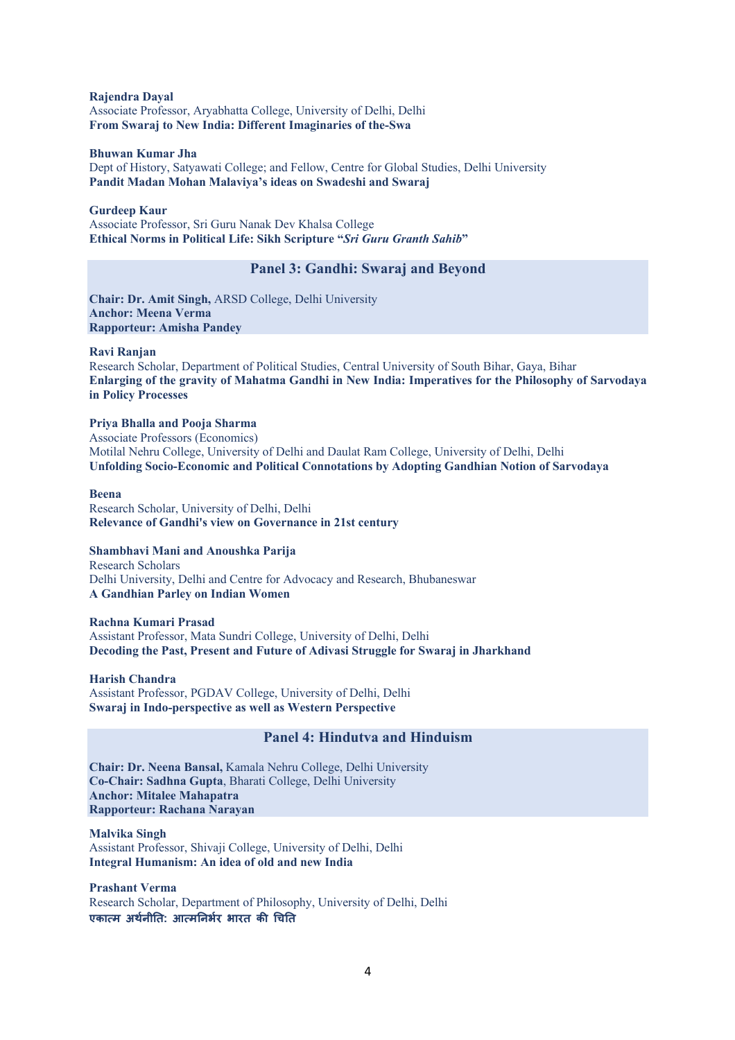**Rajendra Dayal**
Associate Professor, Aryabhatta College, University of Delhi, Delhi
**From Swaraj to New India: Different Imaginaries of the-Swa**

**Bhuwan Kumar Jha**
Dept of History, Satyawati College; and Fellow, Centre for Global Studies, Delhi University
**Pandit Madan Mohan Malaviya's ideas on Swadeshi and Swaraj**

**Gurdeep Kaur**
Associate Professor, Sri Guru Nanak Dev Khalsa College
**Ethical Norms in Political Life: Sikh Scripture "*Sri Guru Granth Sahib*"**

## Panel 3: Gandhi: Swaraj and Beyond

**Chair: Dr. Amit Singh,** ARSD College, Delhi University
**Anchor: Meena Verma**
**Rapporteur: Amisha Pandey**

**Ravi Ranjan**
Research Scholar, Department of Political Studies, Central University of South Bihar, Gaya, Bihar
**Enlarging of the gravity of Mahatma Gandhi in New India: Imperatives for the Philosophy of Sarvodaya in Policy Processes**

**Priya Bhalla and Pooja Sharma**
Associate Professors (Economics)
Motilal Nehru College, University of Delhi and Daulat Ram College, University of Delhi, Delhi
**Unfolding Socio-Economic and Political Connotations by Adopting Gandhian Notion of Sarvodaya**

**Beena**
Research Scholar, University of Delhi, Delhi
**Relevance of Gandhi's view on Governance in 21st century**

**Shambhavi Mani and Anoushka Parija**
Research Scholars
Delhi University, Delhi and Centre for Advocacy and Research, Bhubaneswar
**A Gandhian Parley on Indian Women**

**Rachna Kumari Prasad**
Assistant Professor, Mata Sundri College, University of Delhi, Delhi
**Decoding the Past, Present and Future of Adivasi Struggle for Swaraj in Jharkhand**

**Harish Chandra**
Assistant Professor, PGDAV College, University of Delhi, Delhi
**Swaraj in Indo-perspective as well as Western Perspective**

## Panel 4: Hindutva and Hinduism

**Chair: Dr. Neena Bansal,** Kamala Nehru College, Delhi University
**Co-Chair: Sadhna Gupta**, Bharati College, Delhi University
**Anchor: Mitalee Mahapatra**
**Rapporteur: Rachana Narayan**

**Malvika Singh**
Assistant Professor, Shivaji College, University of Delhi, Delhi
**Integral Humanism: An idea of old and new India**

**Prashant Verma**
Research Scholar, Department of Philosophy, University of Delhi, Delhi
**एकात्म अर्थनीति: आत्मनिर्भर भारत की चिति**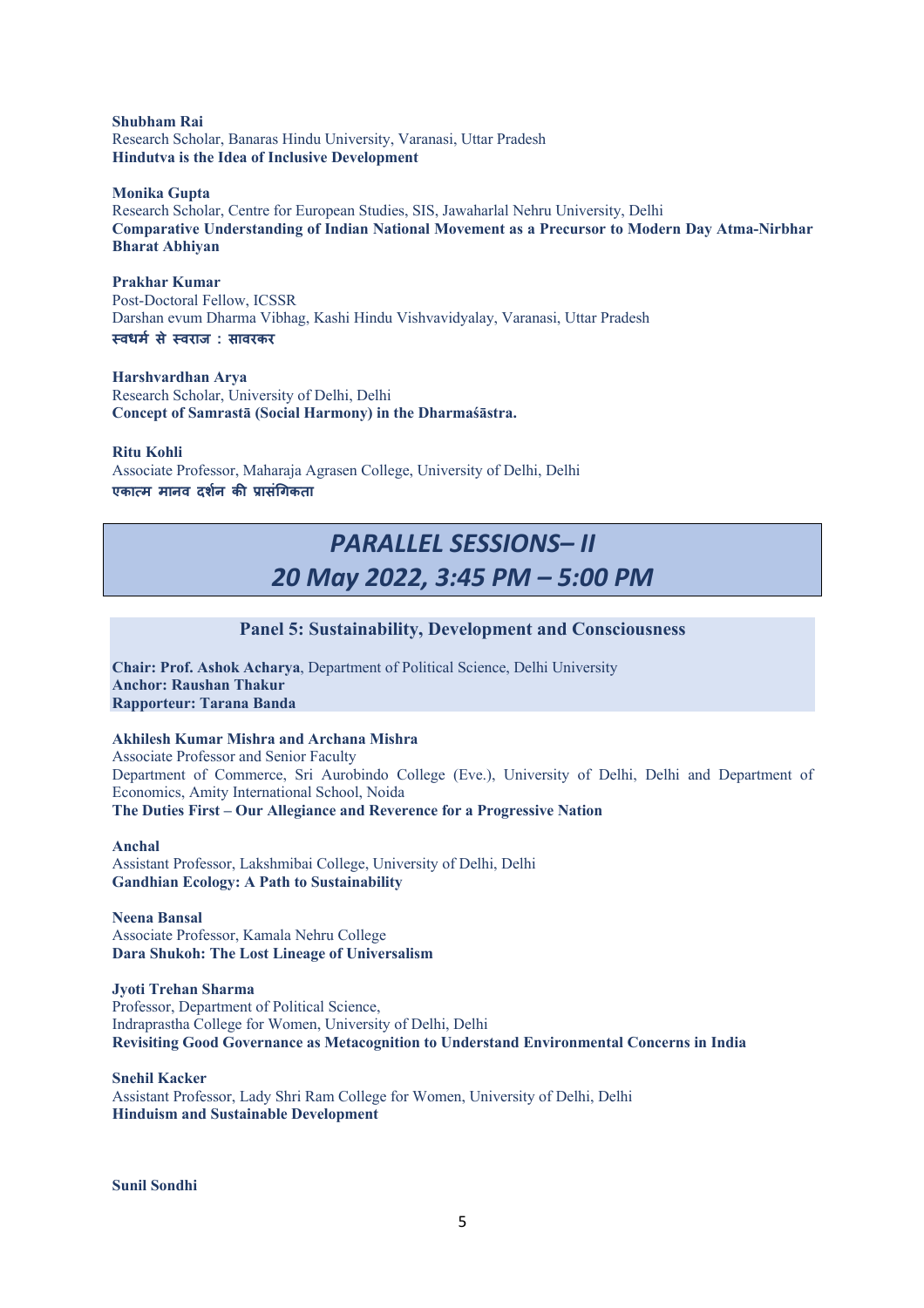**Shubham Rai**
Research Scholar, Banaras Hindu University, Varanasi, Uttar Pradesh
**Hindutva is the Idea of Inclusive Development**

**Monika Gupta**
Research Scholar, Centre for European Studies, SIS, Jawaharlal Nehru University, Delhi
**Comparative Understanding of Indian National Movement as a Precursor to Modern Day Atma-Nirbhar Bharat Abhiyan**

**Prakhar Kumar**
Post-Doctoral Fellow, ICSSR
Darshan evum Dharma Vibhag, Kashi Hindu Vishvavidyalay, Varanasi, Uttar Pradesh
**स्वधर्म से स्वराज : सावरकर**

**Harshvardhan Arya**
Research Scholar, University of Delhi, Delhi
**Concept of Samrastā (Social Harmony) in the Dharmaśāstra.**

**Ritu Kohli**
Associate Professor, Maharaja Agrasen College, University of Delhi, Delhi
**एकात्म मानव दर्शन की प्रासंगिकता**

## *PARALLEL SESSIONS– II*
## *20 May 2022, 3:45 PM – 5:00 PM*

### Panel 5: Sustainability, Development and Consciousness

**Chair: Prof. Ashok Acharya**, Department of Political Science, Delhi University
**Anchor: Raushan Thakur**
**Rapporteur: Tarana Banda**

**Akhilesh Kumar Mishra and Archana Mishra**
Associate Professor and Senior Faculty
Department of Commerce, Sri Aurobindo College (Eve.), University of Delhi, Delhi and Department of Economics, Amity International School, Noida
**The Duties First – Our Allegiance and Reverence for a Progressive Nation**

**Anchal**
Assistant Professor, Lakshmibai College, University of Delhi, Delhi
**Gandhian Ecology: A Path to Sustainability**

**Neena Bansal**
Associate Professor, Kamala Nehru College
**Dara Shukoh: The Lost Lineage of Universalism**

**Jyoti Trehan Sharma**
Professor, Department of Political Science,
Indraprastha College for Women, University of Delhi, Delhi
**Revisiting Good Governance as Metacognition to Understand Environmental Concerns in India**

**Snehil Kacker**
Assistant Professor, Lady Shri Ram College for Women, University of Delhi, Delhi
**Hinduism and Sustainable Development**

**Sunil Sondhi**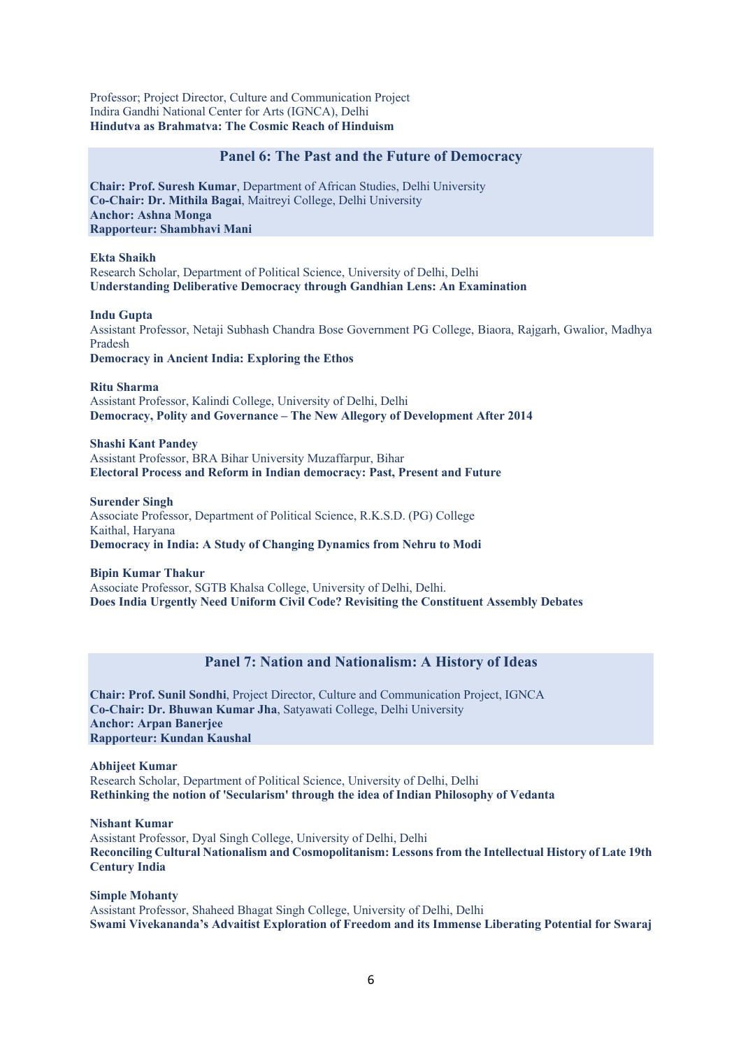Professor; Project Director, Culture and Communication Project
Indira Gandhi National Center for Arts (IGNCA), Delhi
**Hindutva as Brahmatva: The Cosmic Reach of Hinduism**

## Panel 6: The Past and the Future of Democracy

**Chair: Prof. Suresh Kumar**, Department of African Studies, Delhi University
**Co-Chair: Dr. Mithila Bagai**, Maitreyi College, Delhi University
**Anchor: Ashna Monga**
**Rapporteur: Shambhavi Mani**

**Ekta Shaikh**
Research Scholar, Department of Political Science, University of Delhi, Delhi
**Understanding Deliberative Democracy through Gandhian Lens: An Examination**

**Indu Gupta**
Assistant Professor, Netaji Subhash Chandra Bose Government PG College, Biaora, Rajgarh, Gwalior, Madhya Pradesh
**Democracy in Ancient India: Exploring the Ethos**

**Ritu Sharma**
Assistant Professor, Kalindi College, University of Delhi, Delhi
**Democracy, Polity and Governance – The New Allegory of Development After 2014**

**Shashi Kant Pandey**
Assistant Professor, BRA Bihar University Muzaffarpur, Bihar
**Electoral Process and Reform in Indian democracy: Past, Present and Future**

**Surender Singh**
Associate Professor, Department of Political Science, R.K.S.D. (PG) College
Kaithal, Haryana
**Democracy in India: A Study of Changing Dynamics from Nehru to Modi**

**Bipin Kumar Thakur**
Associate Professor, SGTB Khalsa College, University of Delhi, Delhi.
**Does India Urgently Need Uniform Civil Code? Revisiting the Constituent Assembly Debates**

## Panel 7: Nation and Nationalism: A History of Ideas

**Chair: Prof. Sunil Sondhi**, Project Director, Culture and Communication Project, IGNCA
**Co-Chair: Dr. Bhuwan Kumar Jha**, Satyawati College, Delhi University
**Anchor: Arpan Banerjee**
**Rapporteur: Kundan Kaushal**

**Abhijeet Kumar**
Research Scholar, Department of Political Science, University of Delhi, Delhi
**Rethinking the notion of 'Secularism' through the idea of Indian Philosophy of Vedanta**

**Nishant Kumar**
Assistant Professor, Dyal Singh College, University of Delhi, Delhi
**Reconciling Cultural Nationalism and Cosmopolitanism: Lessons from the Intellectual History of Late 19th Century India**

**Simple Mohanty**
Assistant Professor, Shaheed Bhagat Singh College, University of Delhi, Delhi
**Swami Vivekananda's Advaitist Exploration of Freedom and its Immense Liberating Potential for Swaraj**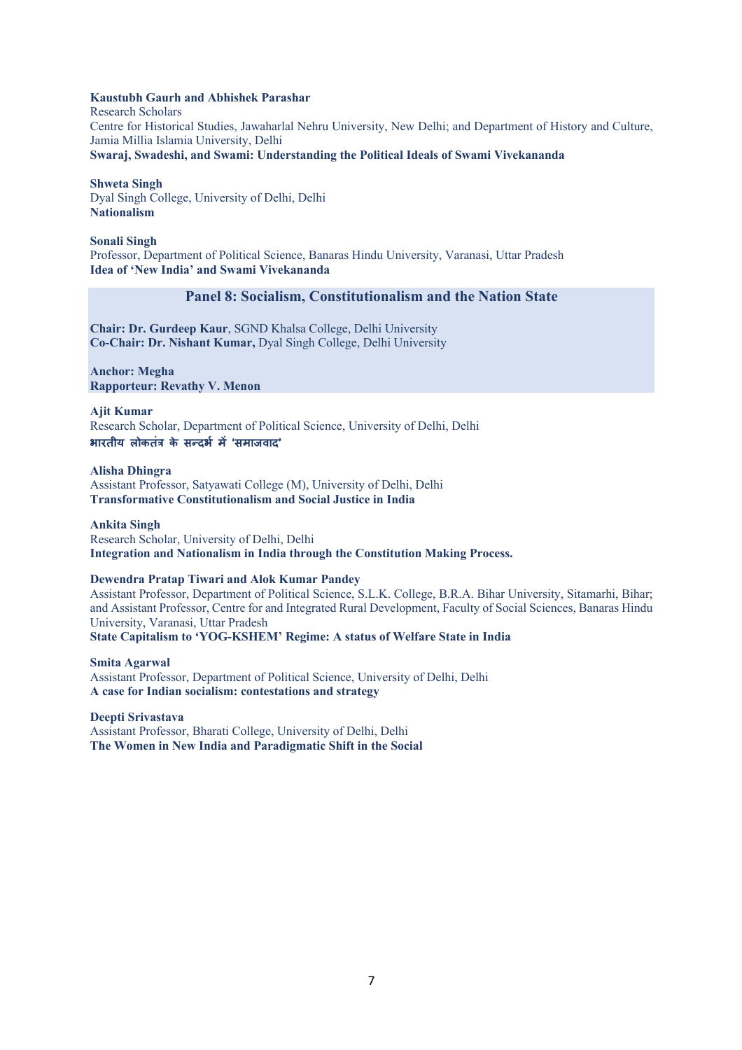**Kaustubh Gaurh and Abhishek Parashar**
Research Scholars
Centre for Historical Studies, Jawaharlal Nehru University, New Delhi; and Department of History and Culture, Jamia Millia Islamia University, Delhi
**Swaraj, Swadeshi, and Swami: Understanding the Political Ideals of Swami Vivekananda**

**Shweta Singh**
Dyal Singh College, University of Delhi, Delhi
**Nationalism**

**Sonali Singh**
Professor, Department of Political Science, Banaras Hindu University, Varanasi, Uttar Pradesh
**Idea of 'New India' and Swami Vivekananda**

## Panel 8: Socialism, Constitutionalism and the Nation State

**Chair: Dr. Gurdeep Kaur**, SGND Khalsa College, Delhi University
**Co-Chair: Dr. Nishant Kumar,** Dyal Singh College, Delhi University

**Anchor: Megha**
**Rapporteur: Revathy V. Menon**

**Ajit Kumar**
Research Scholar, Department of Political Science, University of Delhi, Delhi
**भारतीय लोकतंत्र के सन्दर्भ में 'समाजवाद'**

**Alisha Dhingra**
Assistant Professor, Satyawati College (M), University of Delhi, Delhi
**Transformative Constitutionalism and Social Justice in India**

**Ankita Singh**
Research Scholar, University of Delhi, Delhi
**Integration and Nationalism in India through the Constitution Making Process.**

**Dewendra Pratap Tiwari and Alok Kumar Pandey**
Assistant Professor, Department of Political Science, S.L.K. College, B.R.A. Bihar University, Sitamarhi, Bihar; and Assistant Professor, Centre for and Integrated Rural Development, Faculty of Social Sciences, Banaras Hindu University, Varanasi, Uttar Pradesh
**State Capitalism to 'YOG-KSHEM' Regime: A status of Welfare State in India**

**Smita Agarwal**
Assistant Professor, Department of Political Science, University of Delhi, Delhi
**A case for Indian socialism: contestations and strategy**

**Deepti Srivastava**
Assistant Professor, Bharati College, University of Delhi, Delhi
**The Women in New India and Paradigmatic Shift in the Social**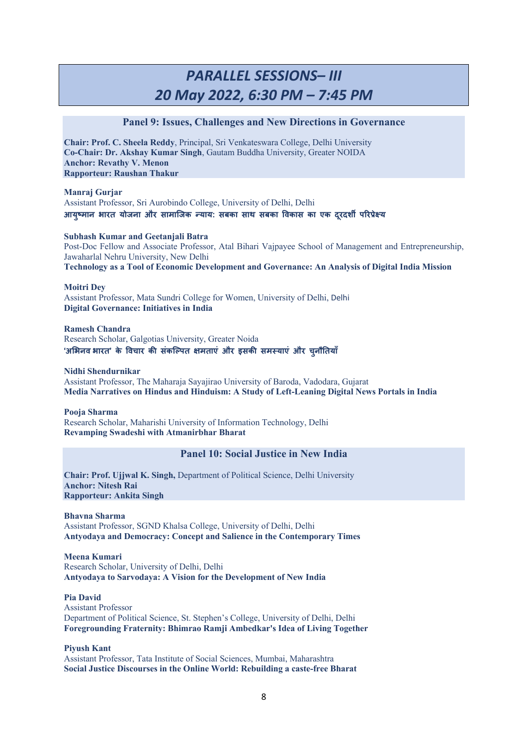# *PARALLEL SESSIONS– III*
# *20 May 2022, 6:30 PM – 7:45 PM*

## Panel 9: Issues, Challenges and New Directions in Governance

**Chair: Prof. C. Sheela Reddy**, Principal, Sri Venkateswara College, Delhi University
**Co-Chair: Dr. Akshay Kumar Singh**, Gautam Buddha University, Greater NOIDA
**Anchor: Revathy V. Menon**
**Rapporteur: Raushan Thakur**

**Manraj Gurjar**
Assistant Professor, Sri Aurobindo College, University of Delhi, Delhi
**आयुष्मान भारत योजना और सामाजिक न्याय: सबका साथ सबका विकास का एक दूरदर्शी परिप्रेक्ष्य**

**Subhash Kumar and Geetanjali Batra**
Post-Doc Fellow and Associate Professor, Atal Bihari Vajpayee School of Management and Entrepreneurship, Jawaharlal Nehru University, New Delhi
**Technology as a Tool of Economic Development and Governance: An Analysis of Digital India Mission**

**Moitri Dey**
Assistant Professor, Mata Sundri College for Women, University of Delhi, Delhi
**Digital Governance: Initiatives in India**

**Ramesh Chandra**
Research Scholar, Galgotias University, Greater Noida
**'अभिनव भारत' के विचार की संकल्पित क्षमताएं और इसकी समस्याएं और चुनौतियाँ**

**Nidhi Shendurnikar**
Assistant Professor, The Maharaja Sayajirao University of Baroda, Vadodara, Gujarat
**Media Narratives on Hindus and Hinduism: A Study of Left-Leaning Digital News Portals in India**

**Pooja Sharma**
Research Scholar, Maharishi University of Information Technology, Delhi
**Revamping Swadeshi with Atmanirbhar Bharat**

## Panel 10: Social Justice in New India

**Chair: Prof. Ujjwal K. Singh,** Department of Political Science, Delhi University
**Anchor: Nitesh Rai**
**Rapporteur: Ankita Singh**

**Bhavna Sharma**
Assistant Professor, SGND Khalsa College, University of Delhi, Delhi
**Antyodaya and Democracy: Concept and Salience in the Contemporary Times**

**Meena Kumari**
Research Scholar, University of Delhi, Delhi
**Antyodaya to Sarvodaya: A Vision for the Development of New India**

**Pia David**
Assistant Professor
Department of Political Science, St. Stephen's College, University of Delhi, Delhi
**Foregrounding Fraternity: Bhimrao Ramji Ambedkar's Idea of Living Together**

**Piyush Kant**
Assistant Professor, Tata Institute of Social Sciences, Mumbai, Maharashtra
**Social Justice Discourses in the Online World: Rebuilding a caste-free Bharat**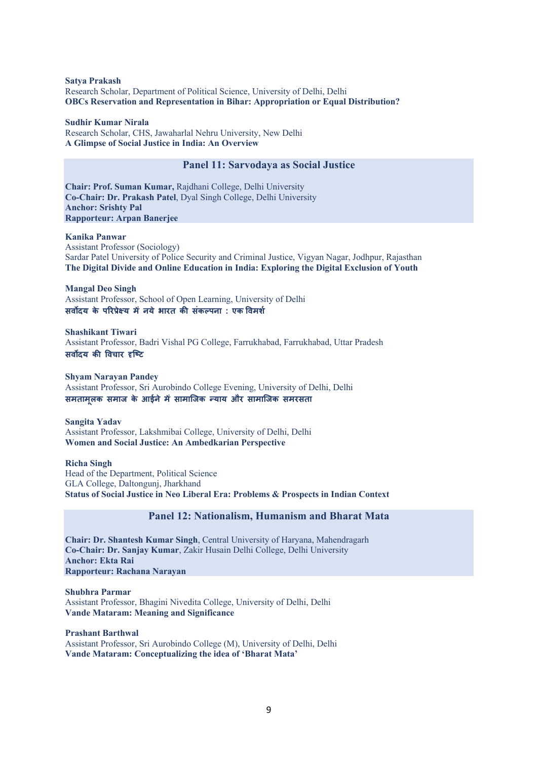**Satya Prakash**
Research Scholar, Department of Political Science, University of Delhi, Delhi
**OBCs Reservation and Representation in Bihar: Appropriation or Equal Distribution?**

**Sudhir Kumar Nirala**
Research Scholar, CHS, Jawaharlal Nehru University, New Delhi
**A Glimpse of Social Justice in India: An Overview**

## Panel 11: Sarvodaya as Social Justice

**Chair: Prof. Suman Kumar,** Rajdhani College, Delhi University
**Co-Chair: Dr. Prakash Patel**, Dyal Singh College, Delhi University
**Anchor: Srishty Pal**
**Rapporteur: Arpan Banerjee**

**Kanika Panwar**
Assistant Professor (Sociology)
Sardar Patel University of Police Security and Criminal Justice, Vigyan Nagar, Jodhpur, Rajasthan
**The Digital Divide and Online Education in India: Exploring the Digital Exclusion of Youth**

**Mangal Deo Singh**
Assistant Professor, School of Open Learning, University of Delhi
**सर्वोदय के परिप्रेक्ष्य में नये भारत की संकल्पना : एक विमर्श**

**Shashikant Tiwari**
Assistant Professor, Badri Vishal PG College, Farrukhabad, Farrukhabad, Uttar Pradesh
**सर्वोदय की विचार दृष्टि**

**Shyam Narayan Pandey**
Assistant Professor, Sri Aurobindo College Evening, University of Delhi, Delhi
**समतामूलक समाज के आईने में सामाजिक न्याय और सामाजिक समरसता**

**Sangita Yadav**
Assistant Professor, Lakshmibai College, University of Delhi, Delhi
**Women and Social Justice: An Ambedkarian Perspective**

**Richa Singh**
Head of the Department, Political Science
GLA College, Daltongunj, Jharkhand
**Status of Social Justice in Neo Liberal Era: Problems & Prospects in Indian Context**

## Panel 12: Nationalism, Humanism and Bharat Mata

**Chair: Dr. Shantesh Kumar Singh**, Central University of Haryana, Mahendragarh
**Co-Chair: Dr. Sanjay Kumar**, Zakir Husain Delhi College, Delhi University
**Anchor: Ekta Rai**
**Rapporteur: Rachana Narayan**

**Shubhra Parmar**
Assistant Professor, Bhagini Nivedita College, University of Delhi, Delhi
**Vande Mataram: Meaning and Significance**

**Prashant Barthwal**
Assistant Professor, Sri Aurobindo College (M), University of Delhi, Delhi
**Vande Mataram: Conceptualizing the idea of 'Bharat Mata'**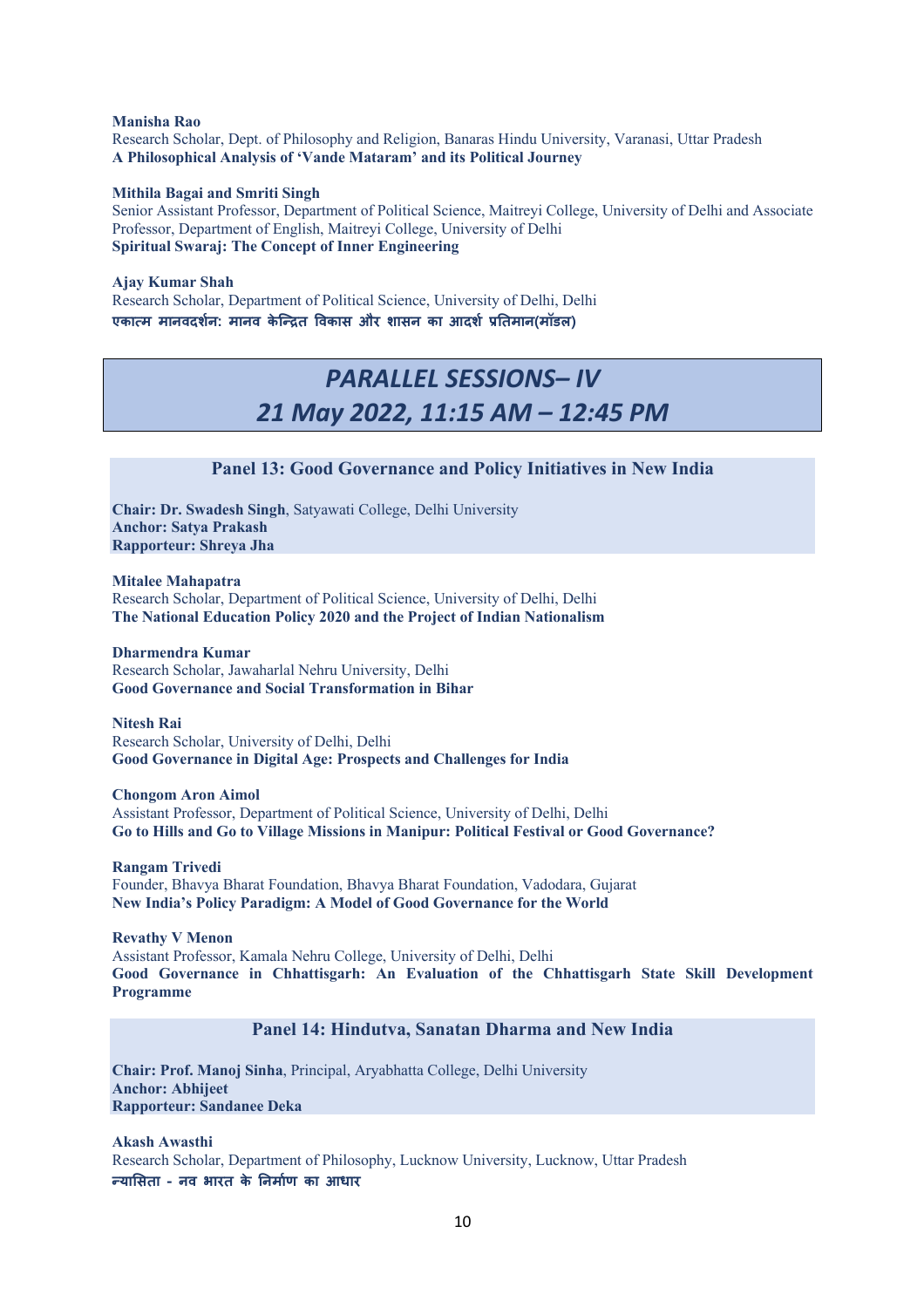**Manisha Rao**
Research Scholar, Dept. of Philosophy and Religion, Banaras Hindu University, Varanasi, Uttar Pradesh
**A Philosophical Analysis of 'Vande Mataram' and its Political Journey**

**Mithila Bagai and Smriti Singh**
Senior Assistant Professor, Department of Political Science, Maitreyi College, University of Delhi and Associate Professor, Department of English, Maitreyi College, University of Delhi
**Spiritual Swaraj: The Concept of Inner Engineering**

**Ajay Kumar Shah**
Research Scholar, Department of Political Science, University of Delhi, Delhi
**एकात्म मानवदर्शन: मानव केन्द्रित विकास और शासन का आदर्श प्रतिमान(मॉडल)**

## *PARALLEL SESSIONS– IV*
## *21 May 2022, 11:15 AM – 12:45 PM*

### Panel 13: Good Governance and Policy Initiatives in New India

**Chair: Dr. Swadesh Singh**, Satyawati College, Delhi University
**Anchor: Satya Prakash**
**Rapporteur: Shreya Jha**

**Mitalee Mahapatra**
Research Scholar, Department of Political Science, University of Delhi, Delhi
**The National Education Policy 2020 and the Project of Indian Nationalism**

**Dharmendra Kumar**
Research Scholar, Jawaharlal Nehru University, Delhi
**Good Governance and Social Transformation in Bihar**

**Nitesh Rai**
Research Scholar, University of Delhi, Delhi
**Good Governance in Digital Age: Prospects and Challenges for India**

**Chongom Aron Aimol**
Assistant Professor, Department of Political Science, University of Delhi, Delhi
**Go to Hills and Go to Village Missions in Manipur: Political Festival or Good Governance?**

**Rangam Trivedi**
Founder, Bhavya Bharat Foundation, Bhavya Bharat Foundation, Vadodara, Gujarat
**New India's Policy Paradigm: A Model of Good Governance for the World**

**Revathy V Menon**
Assistant Professor, Kamala Nehru College, University of Delhi, Delhi
**Good Governance in Chhattisgarh: An Evaluation of the Chhattisgarh State Skill Development Programme**

### Panel 14: Hindutva, Sanatan Dharma and New India

**Chair: Prof. Manoj Sinha**, Principal, Aryabhatta College, Delhi University
**Anchor: Abhijeet**
**Rapporteur: Sandanee Deka**

**Akash Awasthi**
Research Scholar, Department of Philosophy, Lucknow University, Lucknow, Uttar Pradesh
**न्यासिता - नव भारत के निर्माण का आधार**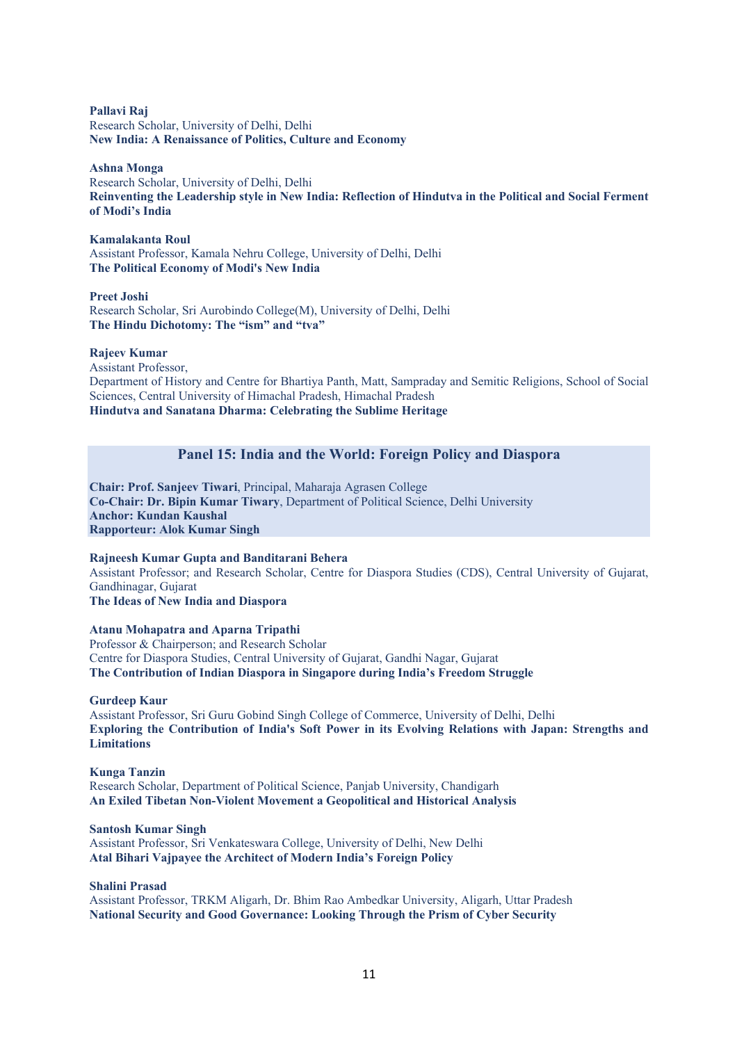**Pallavi Raj**
Research Scholar, University of Delhi, Delhi
**New India: A Renaissance of Politics, Culture and Economy**

**Ashna Monga**
Research Scholar, University of Delhi, Delhi
**Reinventing the Leadership style in New India: Reflection of Hindutva in the Political and Social Ferment of Modi's India**

**Kamalakanta Roul**
Assistant Professor, Kamala Nehru College, University of Delhi, Delhi
**The Political Economy of Modi's New India**

**Preet Joshi**
Research Scholar, Sri Aurobindo College(M), University of Delhi, Delhi
**The Hindu Dichotomy: The "ism" and "tva"**

**Rajeev Kumar**
Assistant Professor,
Department of History and Centre for Bhartiya Panth, Matt, Sampraday and Semitic Religions, School of Social Sciences, Central University of Himachal Pradesh, Himachal Pradesh
**Hindutva and Sanatana Dharma: Celebrating the Sublime Heritage**

## Panel 15: India and the World: Foreign Policy and Diaspora

**Chair: Prof. Sanjeev Tiwari**, Principal, Maharaja Agrasen College
**Co-Chair: Dr. Bipin Kumar Tiwary**, Department of Political Science, Delhi University
**Anchor: Kundan Kaushal**
**Rapporteur: Alok Kumar Singh**

**Rajneesh Kumar Gupta and Banditarani Behera**
Assistant Professor; and Research Scholar, Centre for Diaspora Studies (CDS), Central University of Gujarat, Gandhinagar, Gujarat
**The Ideas of New India and Diaspora**

**Atanu Mohapatra and Aparna Tripathi**
Professor & Chairperson; and Research Scholar
Centre for Diaspora Studies, Central University of Gujarat, Gandhi Nagar, Gujarat
**The Contribution of Indian Diaspora in Singapore during India's Freedom Struggle**

**Gurdeep Kaur**
Assistant Professor, Sri Guru Gobind Singh College of Commerce, University of Delhi, Delhi
**Exploring the Contribution of India's Soft Power in its Evolving Relations with Japan: Strengths and Limitations**

**Kunga Tanzin**
Research Scholar, Department of Political Science, Panjab University, Chandigarh
**An Exiled Tibetan Non-Violent Movement a Geopolitical and Historical Analysis**

**Santosh Kumar Singh**
Assistant Professor, Sri Venkateswara College, University of Delhi, New Delhi
**Atal Bihari Vajpayee the Architect of Modern India's Foreign Policy**

**Shalini Prasad**
Assistant Professor, TRKM Aligarh, Dr. Bhim Rao Ambedkar University, Aligarh, Uttar Pradesh
**National Security and Good Governance: Looking Through the Prism of Cyber Security**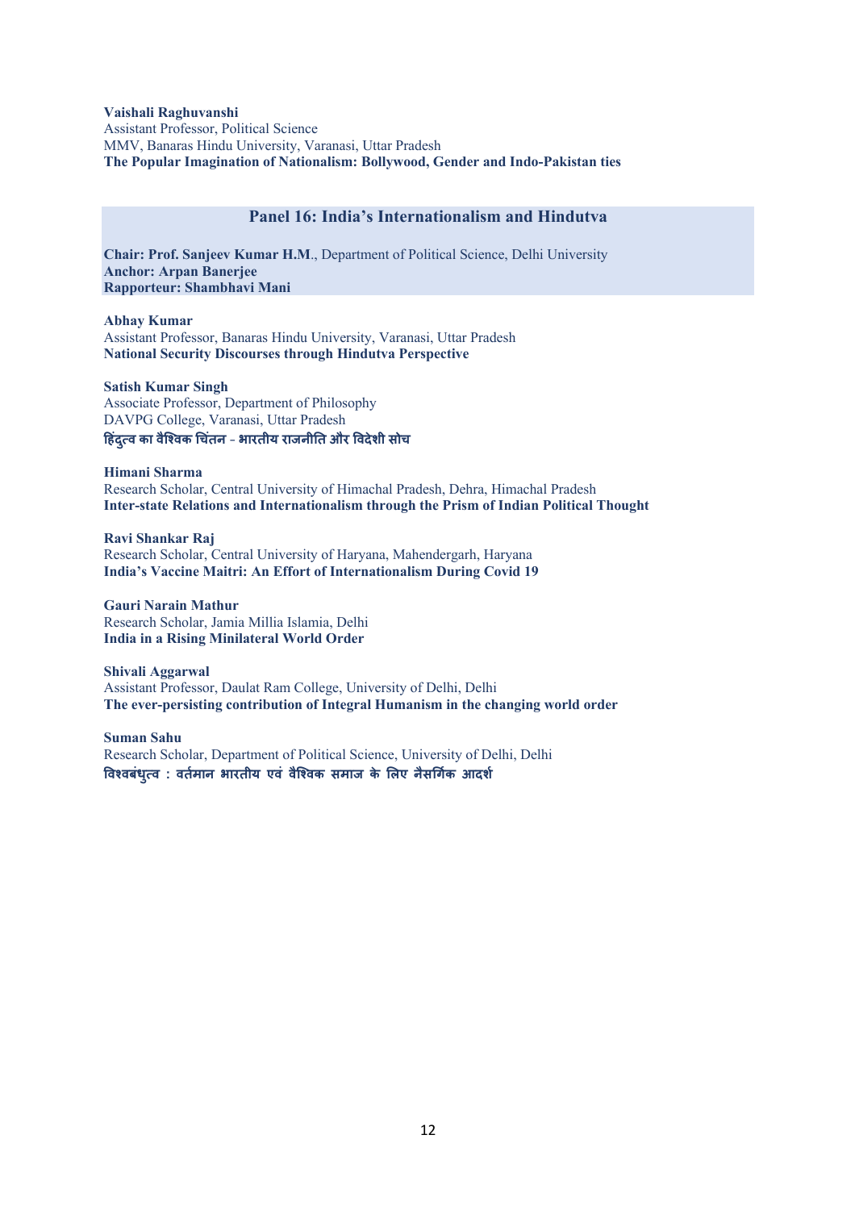**Vaishali Raghuvanshi**
Assistant Professor, Political Science
MMV, Banaras Hindu University, Varanasi, Uttar Pradesh
**The Popular Imagination of Nationalism: Bollywood, Gender and Indo-Pakistan ties**

## Panel 16: India's Internationalism and Hindutva

**Chair: Prof. Sanjeev Kumar H.M**., Department of Political Science, Delhi University
**Anchor: Arpan Banerjee**
**Rapporteur: Shambhavi Mani**

**Abhay Kumar**
Assistant Professor, Banaras Hindu University, Varanasi, Uttar Pradesh
**National Security Discourses through Hindutva Perspective**

**Satish Kumar Singh**
Associate Professor, Department of Philosophy
DAVPG College, Varanasi, Uttar Pradesh
**हिंदुत्व का वैश्विक चिंतन - भारतीय राजनीति और विदेशी सोच**

**Himani Sharma**
Research Scholar, Central University of Himachal Pradesh, Dehra, Himachal Pradesh
**Inter-state Relations and Internationalism through the Prism of Indian Political Thought**

**Ravi Shankar Raj**
Research Scholar, Central University of Haryana, Mahendergarh, Haryana
**India's Vaccine Maitri: An Effort of Internationalism During Covid 19**

**Gauri Narain Mathur**
Research Scholar, Jamia Millia Islamia, Delhi
**India in a Rising Minilateral World Order**

**Shivali Aggarwal**
Assistant Professor, Daulat Ram College, University of Delhi, Delhi
**The ever-persisting contribution of Integral Humanism in the changing world order**

**Suman Sahu**
Research Scholar, Department of Political Science, University of Delhi, Delhi
**विश्वबंधुत्व : वर्तमान भारतीय एवं वैश्विक समाज के लिए नैसर्गिक आदर्श**